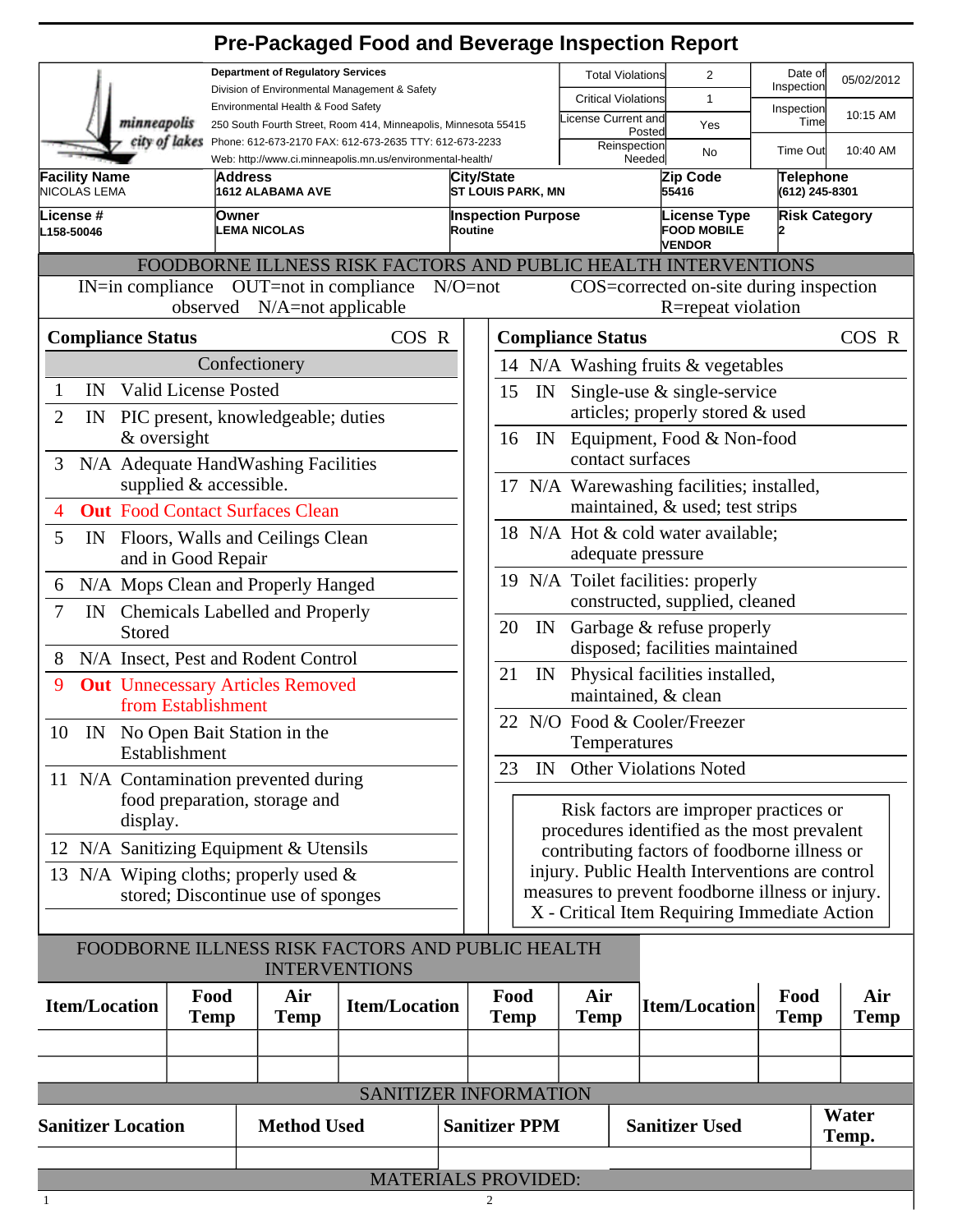# Pre-Packaged Food and Beverage Inspection Report

minneapolis city of lakes

**Department of Regulatory Services**
Division of Environmental Management & Safety
Environmental Health & Food Safety
250 South Fourth Street, Room 414, Minneapolis, Minnesota 55415
Phone: 612-673-2170 FAX: 612-673-2635 TTY: 612-673-2233
Web: http://www.ci.minneapolis.mn.us/environmental-health/

| | | | |
|---|---|---|---|
| Total Violations | 2 | Date of Inspection | 05/02/2012 |
| Critical Violations | 1 | Inspection Time | 10:15 AM |
| License Current and Posted | Yes | | |
| Reinspection Needed | No | Time Out | 10:40 AM |

| Facility Name | Address | City/State | Zip Code | Telephone |
|---|---|---|---|---|
| NICOLAS LEMA | 1612 ALABAMA AVE | ST LOUIS PARK, MN | 55416 | (612) 245-8301 |

| License # | Owner | Inspection Purpose | License Type | Risk Category |
|---|---|---|---|---|
| L158-50046 | LEMA NICOLAS | Routine | FOOD MOBILE VENDOR | 2 |

## FOODBORNE ILLNESS RISK FACTORS AND PUBLIC HEALTH INTERVENTIONS

IN=in compliance OUT=not in compliance N/O=not observed N/A=not applicable COS=corrected on-site during inspection R=repeat violation

| # | Compliance Status | Item | COS | R |
|---|---|---|---|---|
| | | **Confectionery** | | |
| 1 | IN | Valid License Posted | | |
| 2 | IN | PIC present, knowledgeable; duties & oversight | | |
| 3 | N/A | Adequate HandWashing Facilities supplied & accessible. | | |
| 4 | **Out** | Food Contact Surfaces Clean | | |
| 5 | IN | Floors, Walls and Ceilings Clean and in Good Repair | | |
| 6 | N/A | Mops Clean and Properly Hanged | | |
| 7 | IN | Chemicals Labelled and Properly Stored | | |
| 8 | N/A | Insect, Pest and Rodent Control | | |
| 9 | **Out** | Unnecessary Articles Removed from Establishment | | |
| 10 | IN | No Open Bait Station in the Establishment | | |
| 11 | N/A | Contamination prevented during food preparation, storage and display. | | |
| 12 | N/A | Sanitizing Equipment & Utensils | | |
| 13 | N/A | Wiping cloths; properly used & stored; Discontinue use of sponges | | |
| 14 | N/A | Washing fruits & vegetables | | |
| 15 | IN | Single-use & single-service articles; properly stored & used | | |
| 16 | IN | Equipment, Food & Non-food contact surfaces | | |
| 17 | N/A | Warewashing facilities; installed, maintained, & used; test strips | | |
| 18 | N/A | Hot & cold water available; adequate pressure | | |
| 19 | N/A | Toilet facilities: properly constructed, supplied, cleaned | | |
| 20 | IN | Garbage & refuse properly disposed; facilities maintained | | |
| 21 | IN | Physical facilities installed, maintained, & clean | | |
| 22 | N/O | Food & Cooler/Freezer Temperatures | | |
| 23 | IN | Other Violations Noted | | |

Risk factors are improper practices or procedures identified as the most prevalent contributing factors of foodborne illness or injury. Public Health Interventions are control measures to prevent foodborne illness or injury.
X - Critical Item Requiring Immediate Action

## FOODBORNE ILLNESS RISK FACTORS AND PUBLIC HEALTH INTERVENTIONS

| Item/Location | Food Temp | Air Temp | Item/Location | Food Temp | Air Temp | Item/Location | Food Temp | Air Temp |
|---|---|---|---|---|---|---|---|---|
| | | | | | | | | |
| | | | | | | | | |

## SANITIZER INFORMATION

| Sanitizer Location | Method Used | Sanitizer PPM | Sanitizer Used | Water Temp. |
|---|---|---|---|---|
| | | | | |

## MATERIALS PROVIDED: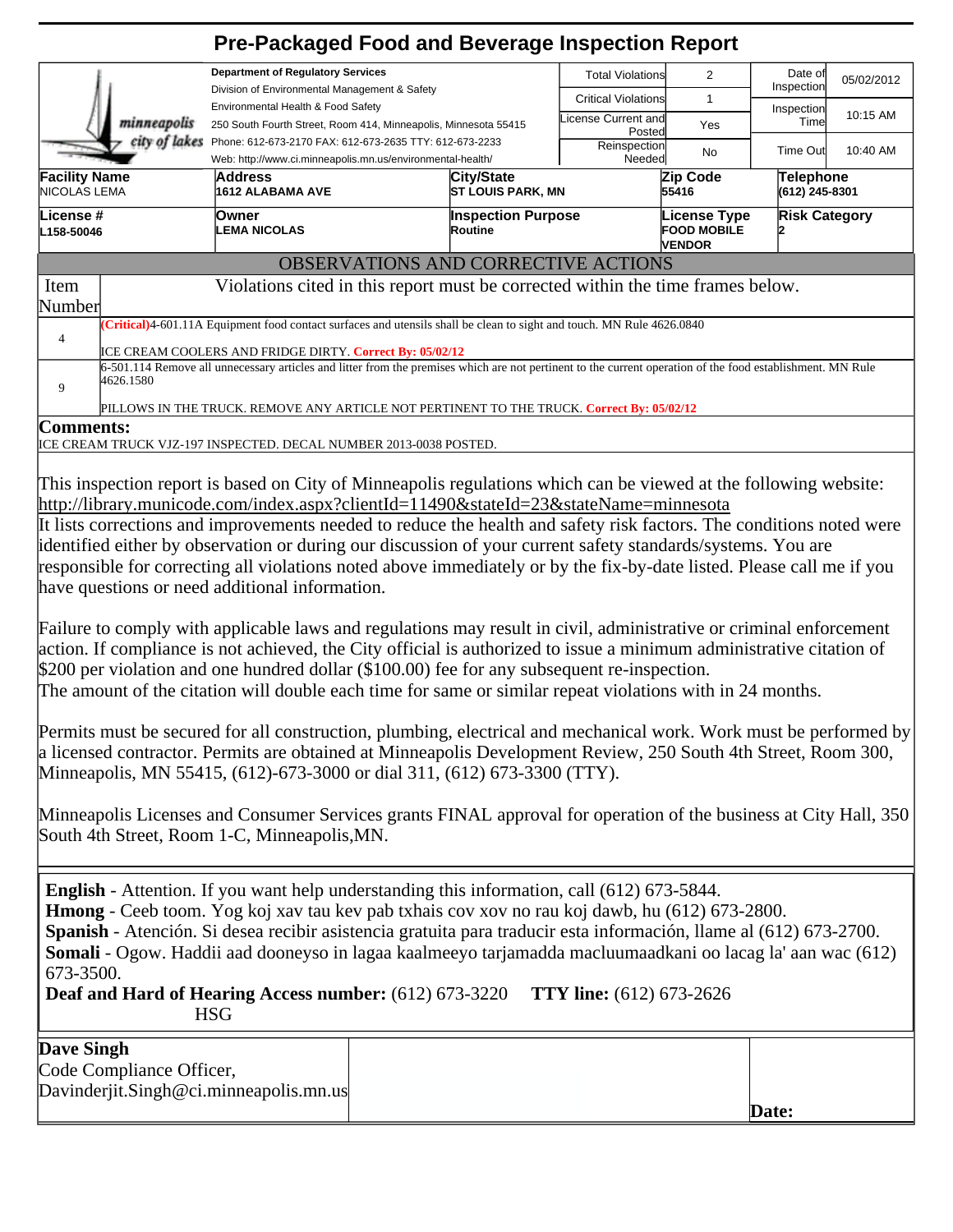# Pre-Packaged Food and Beverage Inspection Report

| | | | | | |
|---|---|---|---|---|---|
| minneapolis city of lakes | **Department of Regulatory Services**<br>Division of Environmental Management & Safety<br>Environmental Health & Food Safety<br>250 South Fourth Street, Room 414, Minneapolis, Minnesota 55415<br>Phone: 612-673-2170 FAX: 612-673-2635 TTY: 612-673-2233<br>Web: http://www.ci.minneapolis.mn.us/environmental-health/ | Total Violations | 2 | Date of Inspection | 05/02/2012 |
| | | Critical Violations | 1 | Inspection Time | 10:15 AM |
| | | License Current and Posted | Yes | | |
| | | Reinspection Needed | No | Time Out | 10:40 AM |

| **Facility Name** | **Address** | **City/State** | **Zip Code** | **Telephone** |
|---|---|---|---|---|
| NICOLAS LEMA | 1612 ALABAMA AVE | ST LOUIS PARK, MN | 55416 | (612) 245-8301 |
| **License #** | **Owner** | **Inspection Purpose** | **License Type** | **Risk Category** |
| L158-50046 | LEMA NICOLAS | Routine | FOOD MOBILE VENDOR | 2 |

## OBSERVATIONS AND CORRECTIVE ACTIONS

| Item Number | Violations cited in this report must be corrected within the time frames below. |
|---|---|
| 4 | (Critical)4-601.11A Equipment food contact surfaces and utensils shall be clean to sight and touch. MN Rule 4626.0840<br><br>ICE CREAM COOLERS AND FRIDGE DIRTY. Correct By: 05/02/12 |
| 9 | 6-501.114 Remove all unnecessary articles and litter from the premises which are not pertinent to the current operation of the food establishment. MN Rule 4626.1580<br><br>PILLOWS IN THE TRUCK. REMOVE ANY ARTICLE NOT PERTINENT TO THE TRUCK. Correct By: 05/02/12 |

**Comments:**
ICE CREAM TRUCK VJZ-197 INSPECTED. DECAL NUMBER 2013-0038 POSTED.

This inspection report is based on City of Minneapolis regulations which can be viewed at the following website: http://library.municode.com/index.aspx?clientId=11490&stateId=23&stateName=minnesota
It lists corrections and improvements needed to reduce the health and safety risk factors. The conditions noted were identified either by observation or during our discussion of your current safety standards/systems. You are responsible for correcting all violations noted above immediately or by the fix-by-date listed. Please call me if you have questions or need additional information.

Failure to comply with applicable laws and regulations may result in civil, administrative or criminal enforcement action. If compliance is not achieved, the City official is authorized to issue a minimum administrative citation of $200 per violation and one hundred dollar ($100.00) fee for any subsequent re-inspection.
The amount of the citation will double each time for same or similar repeat violations with in 24 months.

Permits must be secured for all construction, plumbing, electrical and mechanical work. Work must be performed by a licensed contractor. Permits are obtained at Minneapolis Development Review, 250 South 4th Street, Room 300, Minneapolis, MN 55415, (612)-673-3000 or dial 311, (612) 673-3300 (TTY).

Minneapolis Licenses and Consumer Services grants FINAL approval for operation of the business at City Hall, 350 South 4th Street, Room 1-C, Minneapolis,MN.

**English** - Attention. If you want help understanding this information, call (612) 673-5844.
**Hmong** - Ceeb toom. Yog koj xav tau kev pab txhais cov xov no rau koj dawb, hu (612) 673-2800.
**Spanish** - Atención. Si desea recibir asistencia gratuita para traducir esta información, llame al (612) 673-2700.
**Somali** - Ogow. Haddii aad dooneyso in lagaa kaalmeeyo tarjamadda macluumaadkani oo lacag la' aan wac (612) 673-3500.
**Deaf and Hard of Hearing Access number:** (612) 673-3220 **TTY line:** (612) 673-2626
HSG

**Dave Singh**
Code Compliance Officer,
Davinderjit.Singh@ci.minneapolis.mn.us

**Date:**